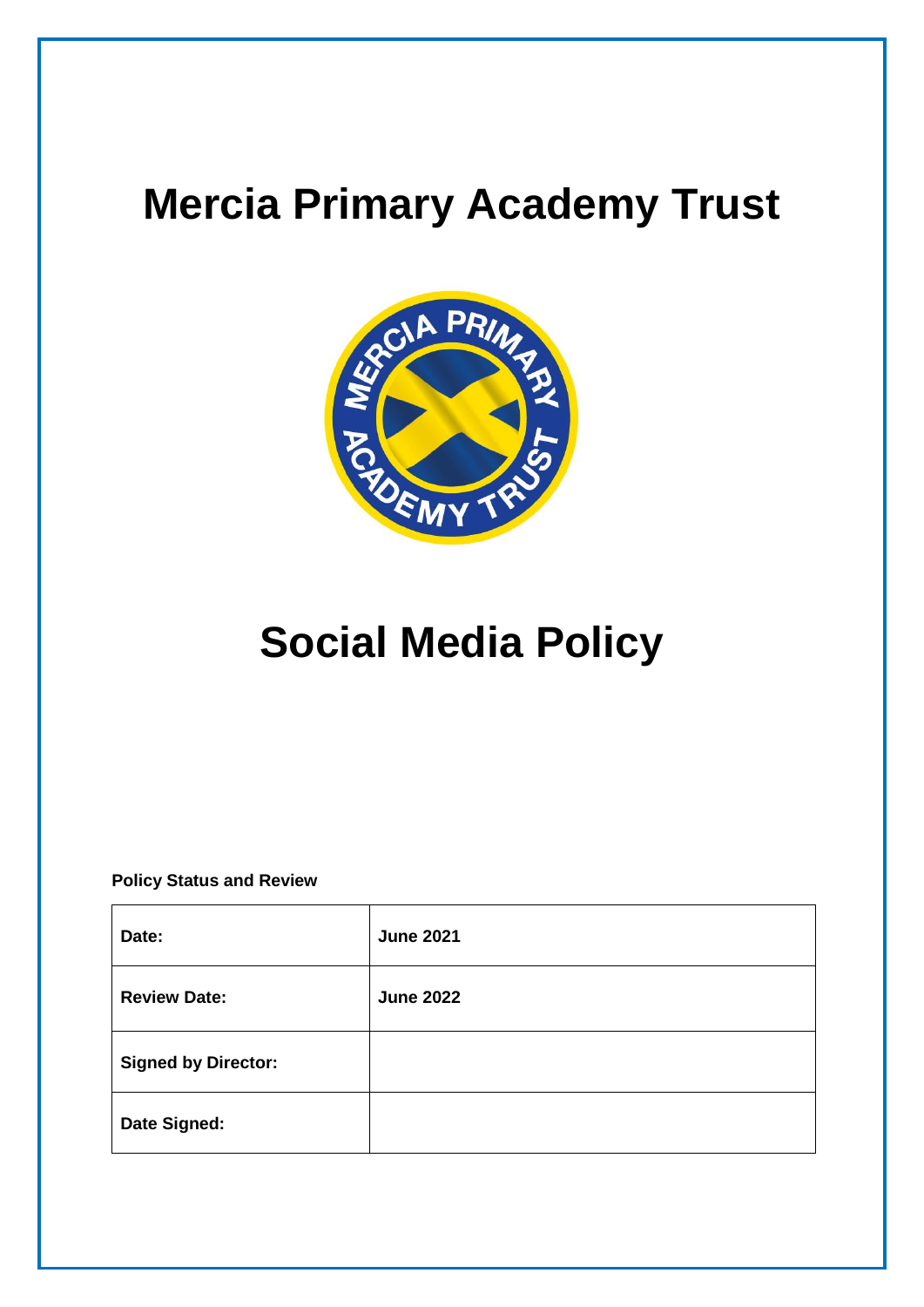# Mercia Primary Academy Trust

# Social Media Policy

**Policy Status and Review**

| | |
|---|---|
| **Date:** | **June 2021** |
| **Review Date:** | **June 2022** |
| **Signed by Director:** | |
| **Date Signed:** | |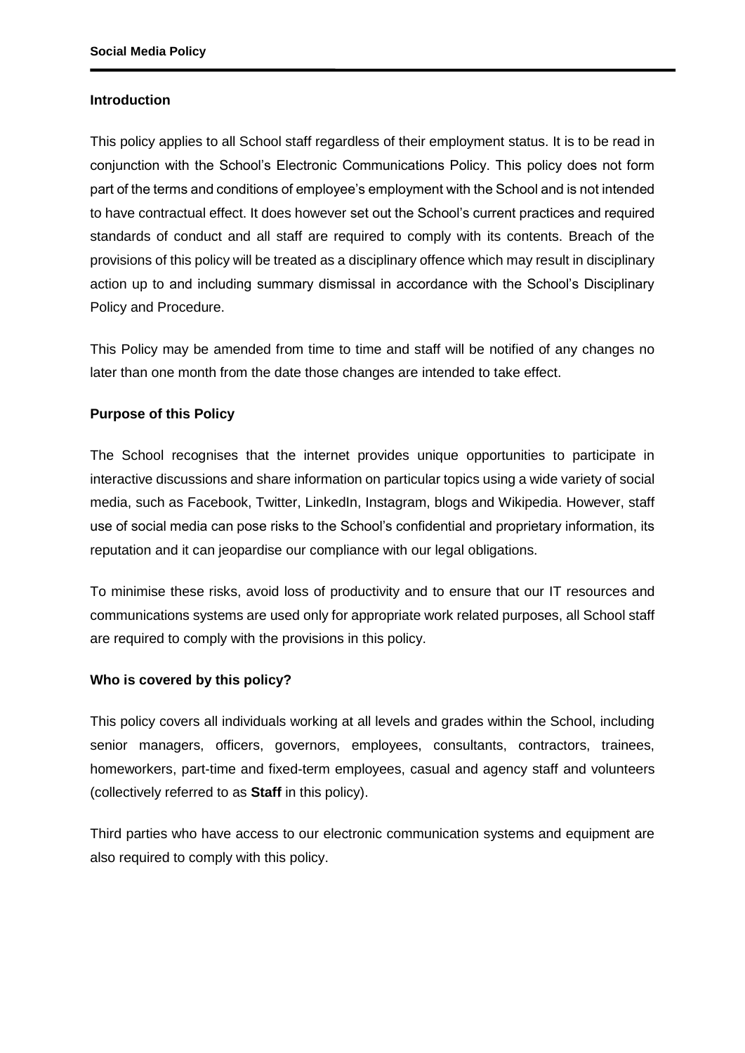### Introduction

This policy applies to all School staff regardless of their employment status. It is to be read in conjunction with the School's Electronic Communications Policy. This policy does not form part of the terms and conditions of employee's employment with the School and is not intended to have contractual effect. It does however set out the School's current practices and required standards of conduct and all staff are required to comply with its contents. Breach of the provisions of this policy will be treated as a disciplinary offence which may result in disciplinary action up to and including summary dismissal in accordance with the School's Disciplinary Policy and Procedure.

This Policy may be amended from time to time and staff will be notified of any changes no later than one month from the date those changes are intended to take effect.

### Purpose of this Policy

The School recognises that the internet provides unique opportunities to participate in interactive discussions and share information on particular topics using a wide variety of social media, such as Facebook, Twitter, LinkedIn, Instagram, blogs and Wikipedia. However, staff use of social media can pose risks to the School's confidential and proprietary information, its reputation and it can jeopardise our compliance with our legal obligations.

To minimise these risks, avoid loss of productivity and to ensure that our IT resources and communications systems are used only for appropriate work related purposes, all School staff are required to comply with the provisions in this policy.

### Who is covered by this policy?

This policy covers all individuals working at all levels and grades within the School, including senior managers, officers, governors, employees, consultants, contractors, trainees, homeworkers, part-time and fixed-term employees, casual and agency staff and volunteers (collectively referred to as **Staff** in this policy).

Third parties who have access to our electronic communication systems and equipment are also required to comply with this policy.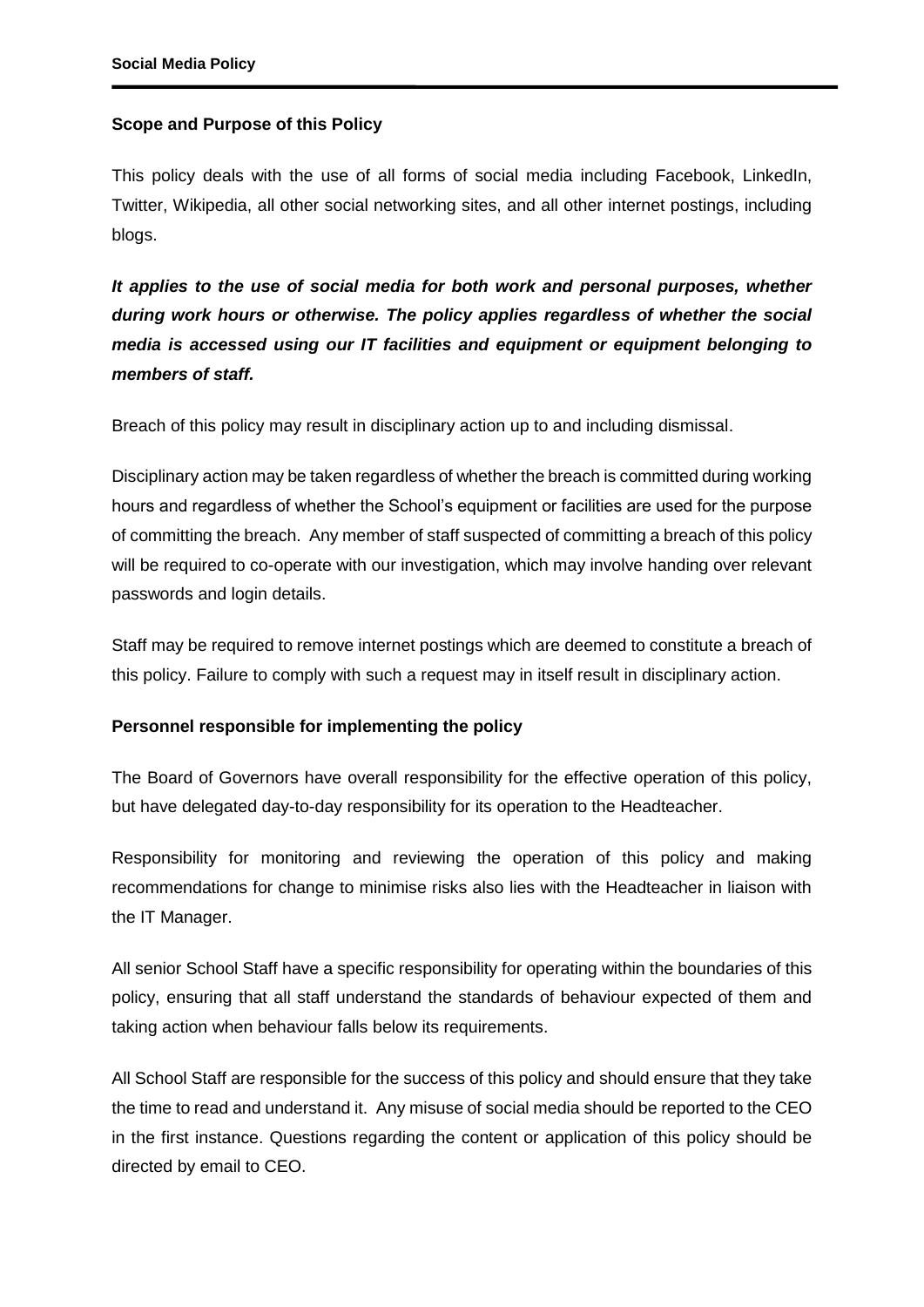## Scope and Purpose of this Policy

This policy deals with the use of all forms of social media including Facebook, LinkedIn, Twitter, Wikipedia, all other social networking sites, and all other internet postings, including blogs.

***It applies to the use of social media for both work and personal purposes, whether during work hours or otherwise. The policy applies regardless of whether the social media is accessed using our IT facilities and equipment or equipment belonging to members of staff.***

Breach of this policy may result in disciplinary action up to and including dismissal.

Disciplinary action may be taken regardless of whether the breach is committed during working hours and regardless of whether the School's equipment or facilities are used for the purpose of committing the breach. Any member of staff suspected of committing a breach of this policy will be required to co-operate with our investigation, which may involve handing over relevant passwords and login details.

Staff may be required to remove internet postings which are deemed to constitute a breach of this policy. Failure to comply with such a request may in itself result in disciplinary action.

## Personnel responsible for implementing the policy

The Board of Governors have overall responsibility for the effective operation of this policy, but have delegated day-to-day responsibility for its operation to the Headteacher.

Responsibility for monitoring and reviewing the operation of this policy and making recommendations for change to minimise risks also lies with the Headteacher in liaison with the IT Manager.

All senior School Staff have a specific responsibility for operating within the boundaries of this policy, ensuring that all staff understand the standards of behaviour expected of them and taking action when behaviour falls below its requirements.

All School Staff are responsible for the success of this policy and should ensure that they take the time to read and understand it. Any misuse of social media should be reported to the CEO in the first instance. Questions regarding the content or application of this policy should be directed by email to CEO.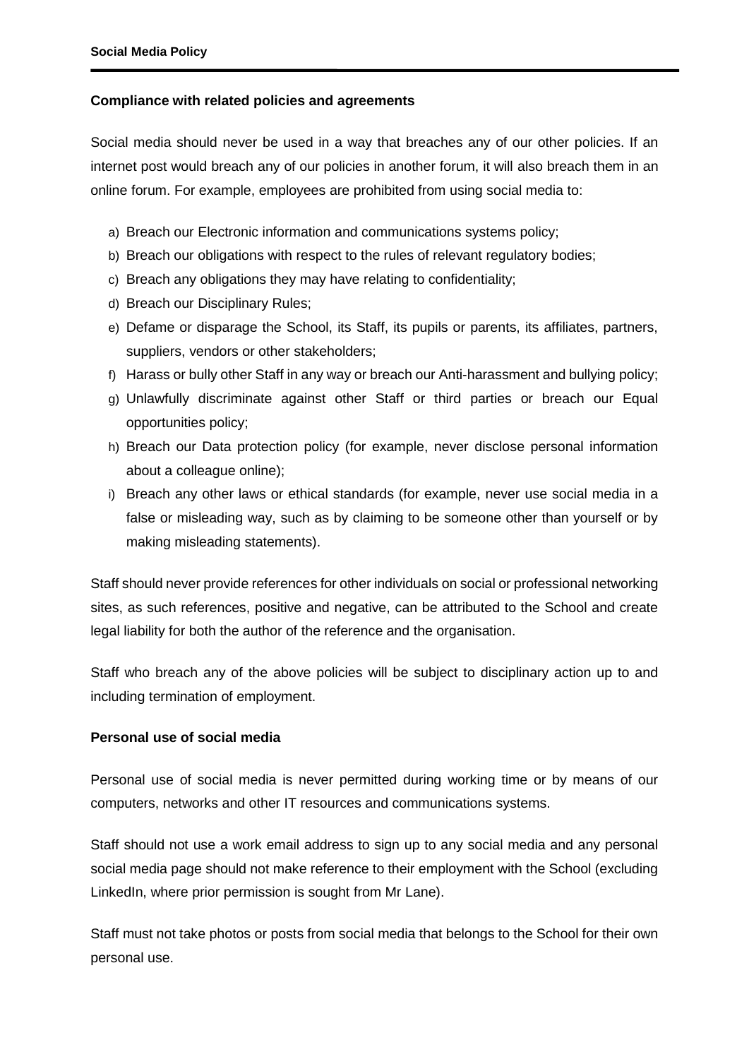**Compliance with related policies and agreements**

Social media should never be used in a way that breaches any of our other policies. If an internet post would breach any of our policies in another forum, it will also breach them in an online forum. For example, employees are prohibited from using social media to:

a) Breach our Electronic information and communications systems policy;
b) Breach our obligations with respect to the rules of relevant regulatory bodies;
c) Breach any obligations they may have relating to confidentiality;
d) Breach our Disciplinary Rules;
e) Defame or disparage the School, its Staff, its pupils or parents, its affiliates, partners, suppliers, vendors or other stakeholders;
f) Harass or bully other Staff in any way or breach our Anti-harassment and bullying policy;
g) Unlawfully discriminate against other Staff or third parties or breach our Equal opportunities policy;
h) Breach our Data protection policy (for example, never disclose personal information about a colleague online);
i) Breach any other laws or ethical standards (for example, never use social media in a false or misleading way, such as by claiming to be someone other than yourself or by making misleading statements).

Staff should never provide references for other individuals on social or professional networking sites, as such references, positive and negative, can be attributed to the School and create legal liability for both the author of the reference and the organisation.

Staff who breach any of the above policies will be subject to disciplinary action up to and including termination of employment.

**Personal use of social media**

Personal use of social media is never permitted during working time or by means of our computers, networks and other IT resources and communications systems.

Staff should not use a work email address to sign up to any social media and any personal social media page should not make reference to their employment with the School (excluding LinkedIn, where prior permission is sought from Mr Lane).

Staff must not take photos or posts from social media that belongs to the School for their own personal use.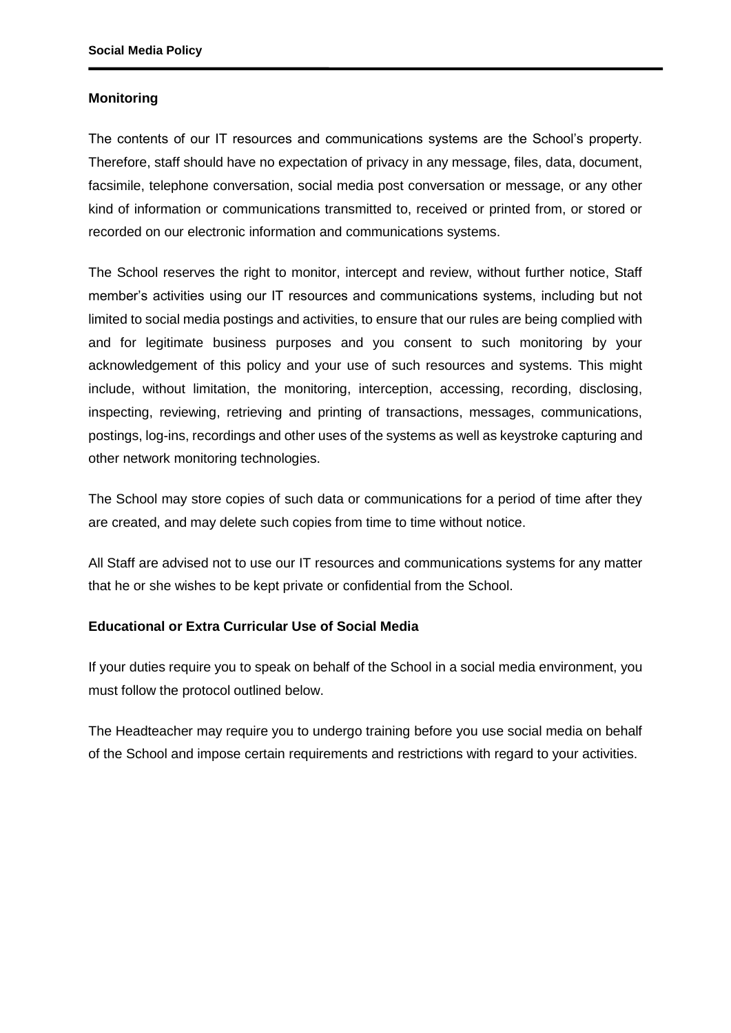## Monitoring

The contents of our IT resources and communications systems are the School's property. Therefore, staff should have no expectation of privacy in any message, files, data, document, facsimile, telephone conversation, social media post conversation or message, or any other kind of information or communications transmitted to, received or printed from, or stored or recorded on our electronic information and communications systems.

The School reserves the right to monitor, intercept and review, without further notice, Staff member's activities using our IT resources and communications systems, including but not limited to social media postings and activities, to ensure that our rules are being complied with and for legitimate business purposes and you consent to such monitoring by your acknowledgement of this policy and your use of such resources and systems. This might include, without limitation, the monitoring, interception, accessing, recording, disclosing, inspecting, reviewing, retrieving and printing of transactions, messages, communications, postings, log-ins, recordings and other uses of the systems as well as keystroke capturing and other network monitoring technologies.

The School may store copies of such data or communications for a period of time after they are created, and may delete such copies from time to time without notice.

All Staff are advised not to use our IT resources and communications systems for any matter that he or she wishes to be kept private or confidential from the School.

## Educational or Extra Curricular Use of Social Media

If your duties require you to speak on behalf of the School in a social media environment, you must follow the protocol outlined below.

The Headteacher may require you to undergo training before you use social media on behalf of the School and impose certain requirements and restrictions with regard to your activities.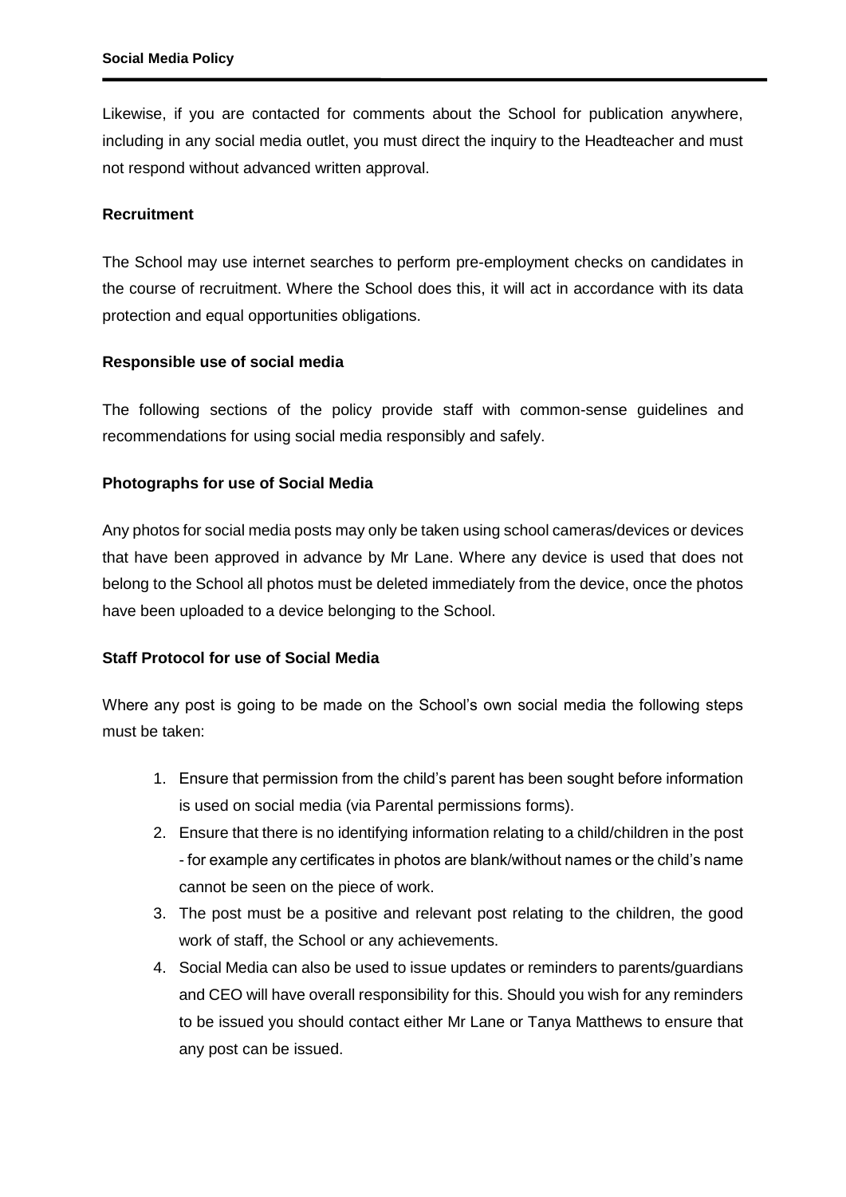Likewise, if you are contacted for comments about the School for publication anywhere, including in any social media outlet, you must direct the inquiry to the Headteacher and must not respond without advanced written approval.

**Recruitment**

The School may use internet searches to perform pre-employment checks on candidates in the course of recruitment. Where the School does this, it will act in accordance with its data protection and equal opportunities obligations.

**Responsible use of social media**

The following sections of the policy provide staff with common-sense guidelines and recommendations for using social media responsibly and safely.

**Photographs for use of Social Media**

Any photos for social media posts may only be taken using school cameras/devices or devices that have been approved in advance by Mr Lane. Where any device is used that does not belong to the School all photos must be deleted immediately from the device, once the photos have been uploaded to a device belonging to the School.

**Staff Protocol for use of Social Media**

Where any post is going to be made on the School's own social media the following steps must be taken:

1. Ensure that permission from the child's parent has been sought before information is used on social media (via Parental permissions forms).
2. Ensure that there is no identifying information relating to a child/children in the post - for example any certificates in photos are blank/without names or the child's name cannot be seen on the piece of work.
3. The post must be a positive and relevant post relating to the children, the good work of staff, the School or any achievements.
4. Social Media can also be used to issue updates or reminders to parents/guardians and CEO will have overall responsibility for this. Should you wish for any reminders to be issued you should contact either Mr Lane or Tanya Matthews to ensure that any post can be issued.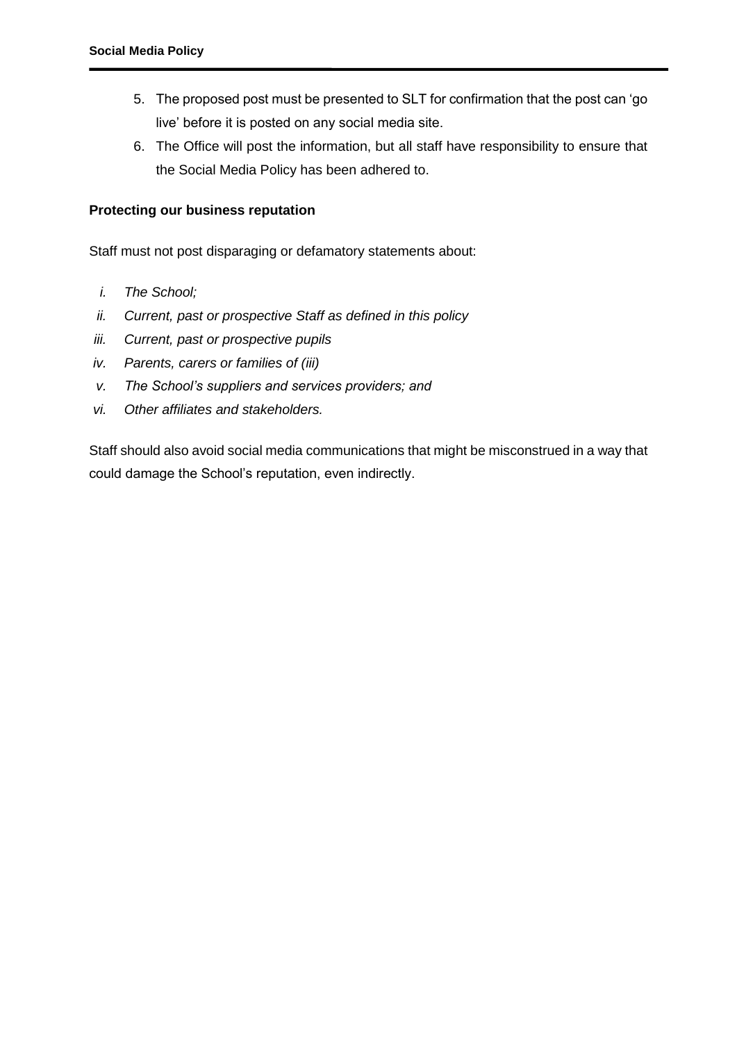5. The proposed post must be presented to SLT for confirmation that the post can 'go live' before it is posted on any social media site.
6. The Office will post the information, but all staff have responsibility to ensure that the Social Media Policy has been adhered to.

**Protecting our business reputation**

Staff must not post disparaging or defamatory statements about:

i. *The School;*
ii. *Current, past or prospective Staff as defined in this policy*
iii. *Current, past or prospective pupils*
iv. *Parents, carers or families of (iii)*
v. *The School's suppliers and services providers; and*
vi. *Other affiliates and stakeholders.*

Staff should also avoid social media communications that might be misconstrued in a way that could damage the School's reputation, even indirectly.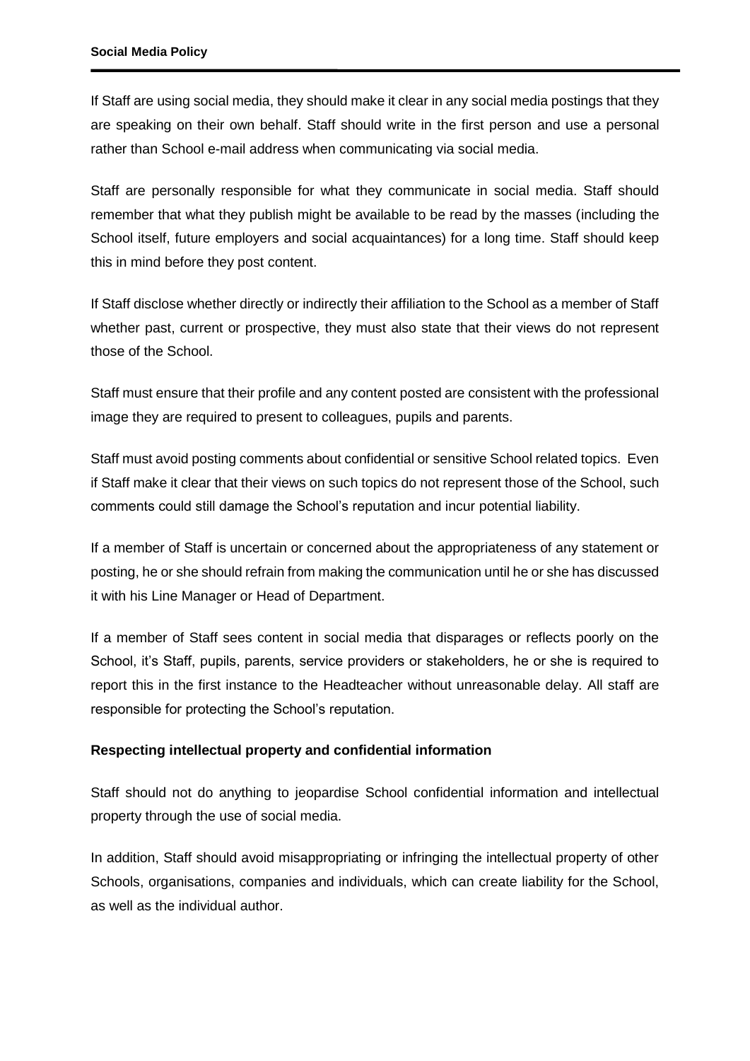If Staff are using social media, they should make it clear in any social media postings that they are speaking on their own behalf. Staff should write in the first person and use a personal rather than School e-mail address when communicating via social media.

Staff are personally responsible for what they communicate in social media. Staff should remember that what they publish might be available to be read by the masses (including the School itself, future employers and social acquaintances) for a long time. Staff should keep this in mind before they post content.

If Staff disclose whether directly or indirectly their affiliation to the School as a member of Staff whether past, current or prospective, they must also state that their views do not represent those of the School.

Staff must ensure that their profile and any content posted are consistent with the professional image they are required to present to colleagues, pupils and parents.

Staff must avoid posting comments about confidential or sensitive School related topics. Even if Staff make it clear that their views on such topics do not represent those of the School, such comments could still damage the School's reputation and incur potential liability.

If a member of Staff is uncertain or concerned about the appropriateness of any statement or posting, he or she should refrain from making the communication until he or she has discussed it with his Line Manager or Head of Department.

If a member of Staff sees content in social media that disparages or reflects poorly on the School, it's Staff, pupils, parents, service providers or stakeholders, he or she is required to report this in the first instance to the Headteacher without unreasonable delay. All staff are responsible for protecting the School's reputation.

**Respecting intellectual property and confidential information**

Staff should not do anything to jeopardise School confidential information and intellectual property through the use of social media.

In addition, Staff should avoid misappropriating or infringing the intellectual property of other Schools, organisations, companies and individuals, which can create liability for the School, as well as the individual author.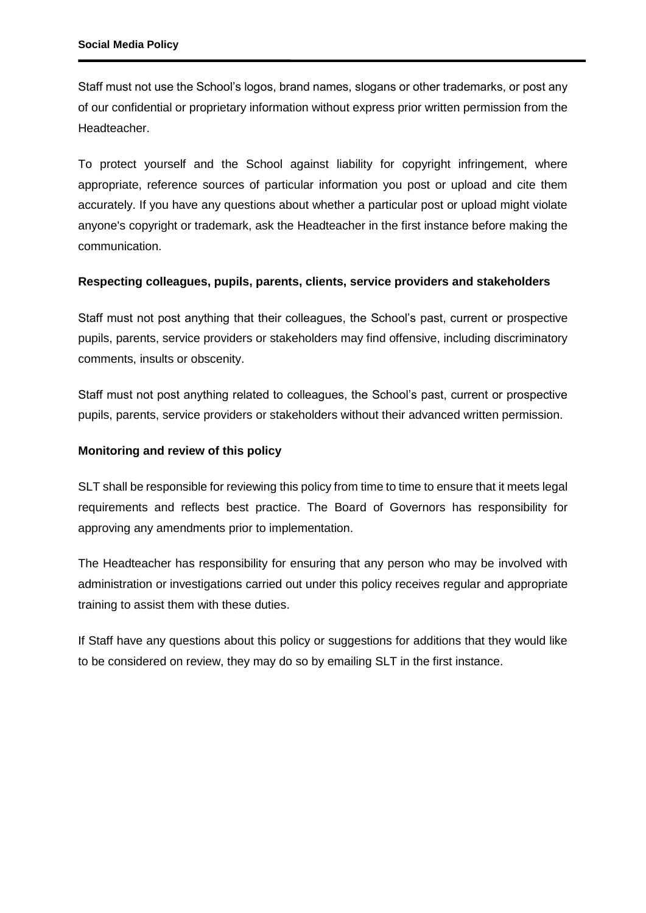Staff must not use the School's logos, brand names, slogans or other trademarks, or post any of our confidential or proprietary information without express prior written permission from the Headteacher.

To protect yourself and the School against liability for copyright infringement, where appropriate, reference sources of particular information you post or upload and cite them accurately. If you have any questions about whether a particular post or upload might violate anyone's copyright or trademark, ask the Headteacher in the first instance before making the communication.

**Respecting colleagues, pupils, parents, clients, service providers and stakeholders**

Staff must not post anything that their colleagues, the School's past, current or prospective pupils, parents, service providers or stakeholders may find offensive, including discriminatory comments, insults or obscenity.

Staff must not post anything related to colleagues, the School's past, current or prospective pupils, parents, service providers or stakeholders without their advanced written permission.

**Monitoring and review of this policy**

SLT shall be responsible for reviewing this policy from time to time to ensure that it meets legal requirements and reflects best practice. The Board of Governors has responsibility for approving any amendments prior to implementation.

The Headteacher has responsibility for ensuring that any person who may be involved with administration or investigations carried out under this policy receives regular and appropriate training to assist them with these duties.

If Staff have any questions about this policy or suggestions for additions that they would like to be considered on review, they may do so by emailing SLT in the first instance.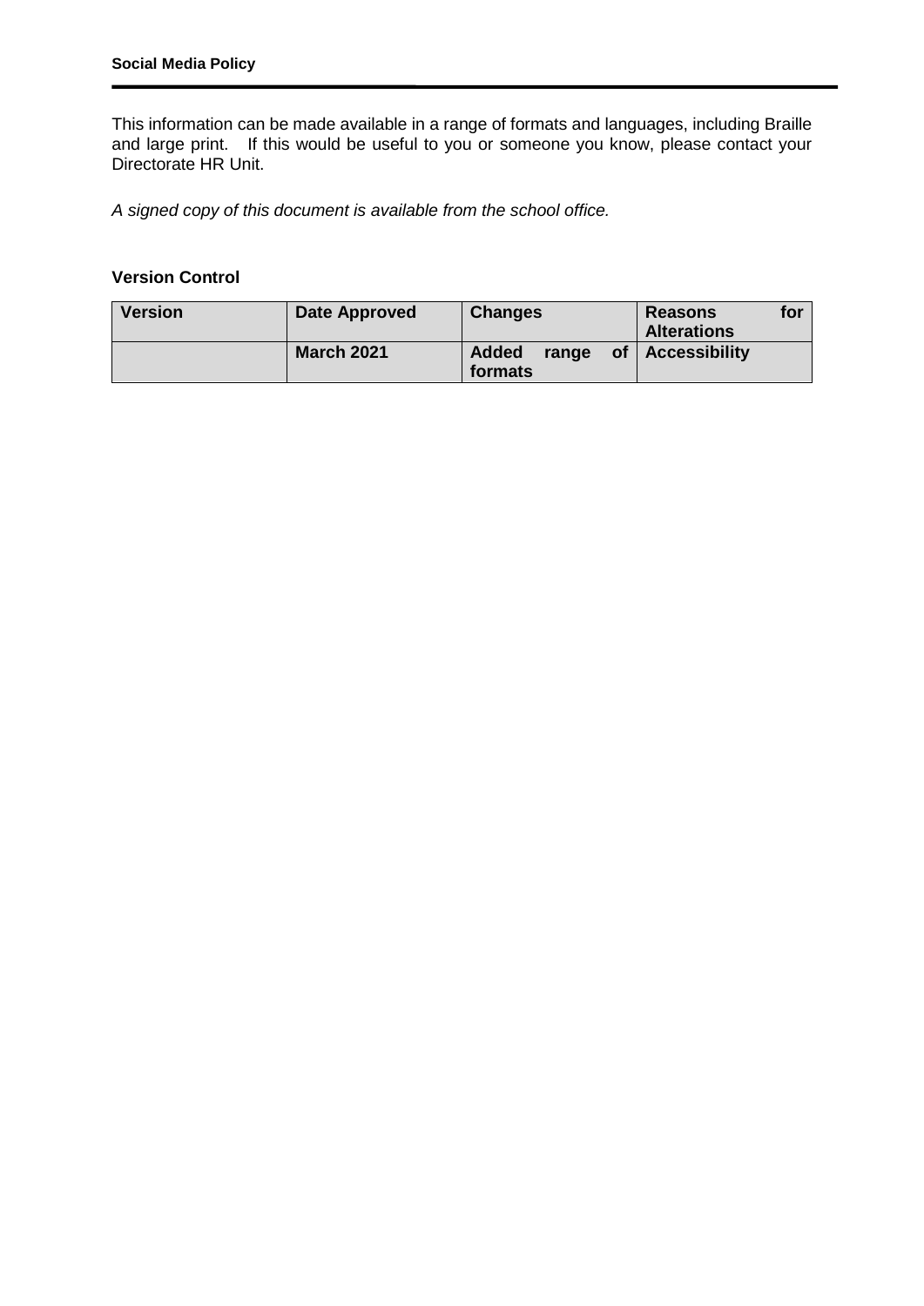This information can be made available in a range of formats and languages, including Braille and large print. If this would be useful to you or someone you know, please contact your Directorate HR Unit.

*A signed copy of this document is available from the school office.*

**Version Control**

| Version | Date Approved | Changes | Reasons for Alterations |
|---|---|---|---|
| | March 2021 | Added range of formats | Accessibility |